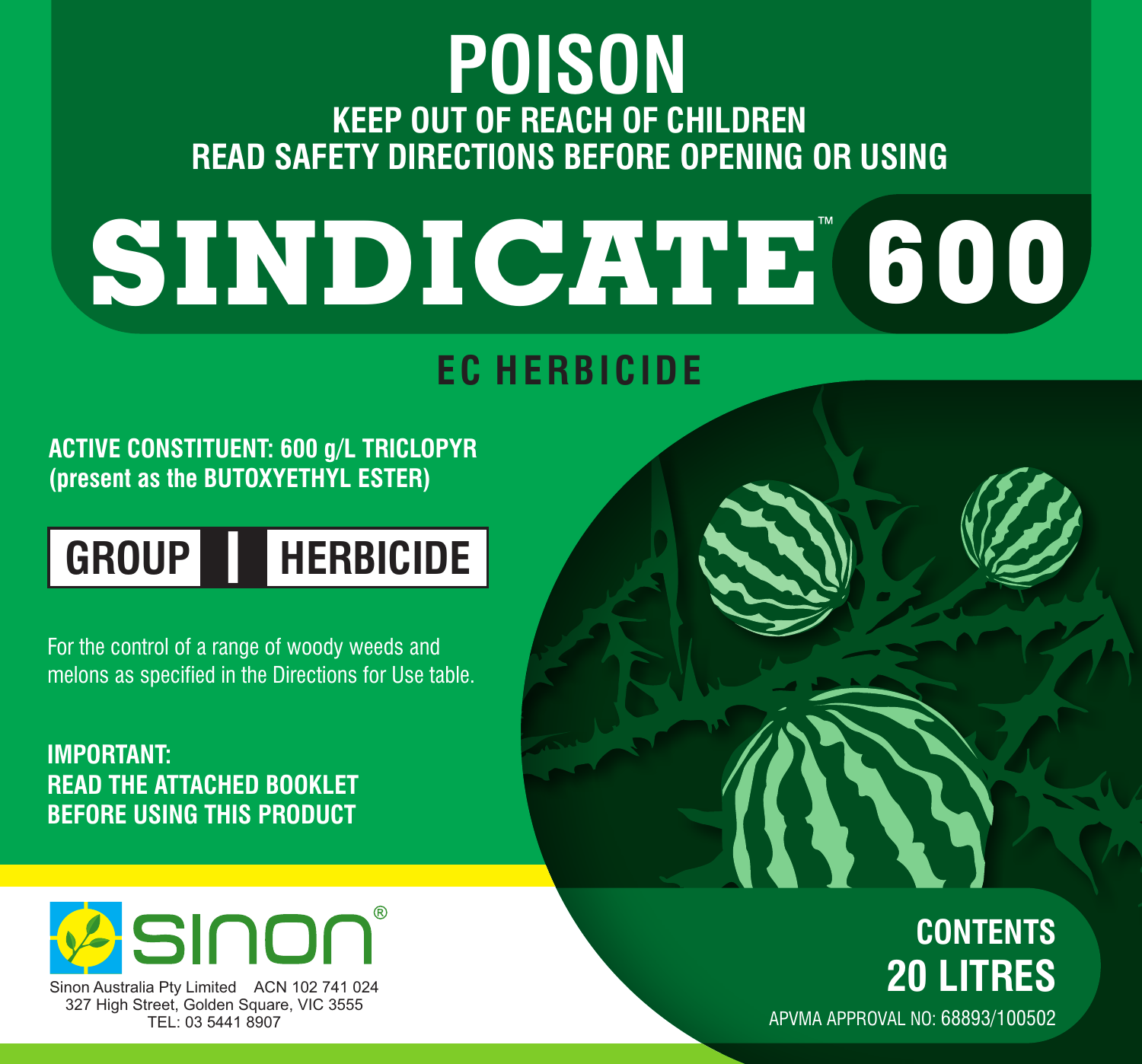# POISON

**KEEP OUT OF REACH OF CHILDREN**
**READ SAFETY DIRECTIONS BEFORE OPENING OR USING**

# SINDICATE™ 600

## EC HERBICIDE

**ACTIVE CONSTITUENT: 600 g/L TRICLOPYR**
**(present as the BUTOXYETHYL ESTER)**

| GROUP | I | HERBICIDE |
|---|---|---|

For the control of a range of woody weeds and melons as specified in the Directions for Use table.

**IMPORTANT:**
**READ THE ATTACHED BOOKLET BEFORE USING THIS PRODUCT**

sinon®

Sinon Australia Pty Limited ACN 102 741 024
327 High Street, Golden Square, VIC 3555
TEL: 03 5441 8907

**CONTENTS**
**20 LITRES**

APVMA APPROVAL NO: 68893/100502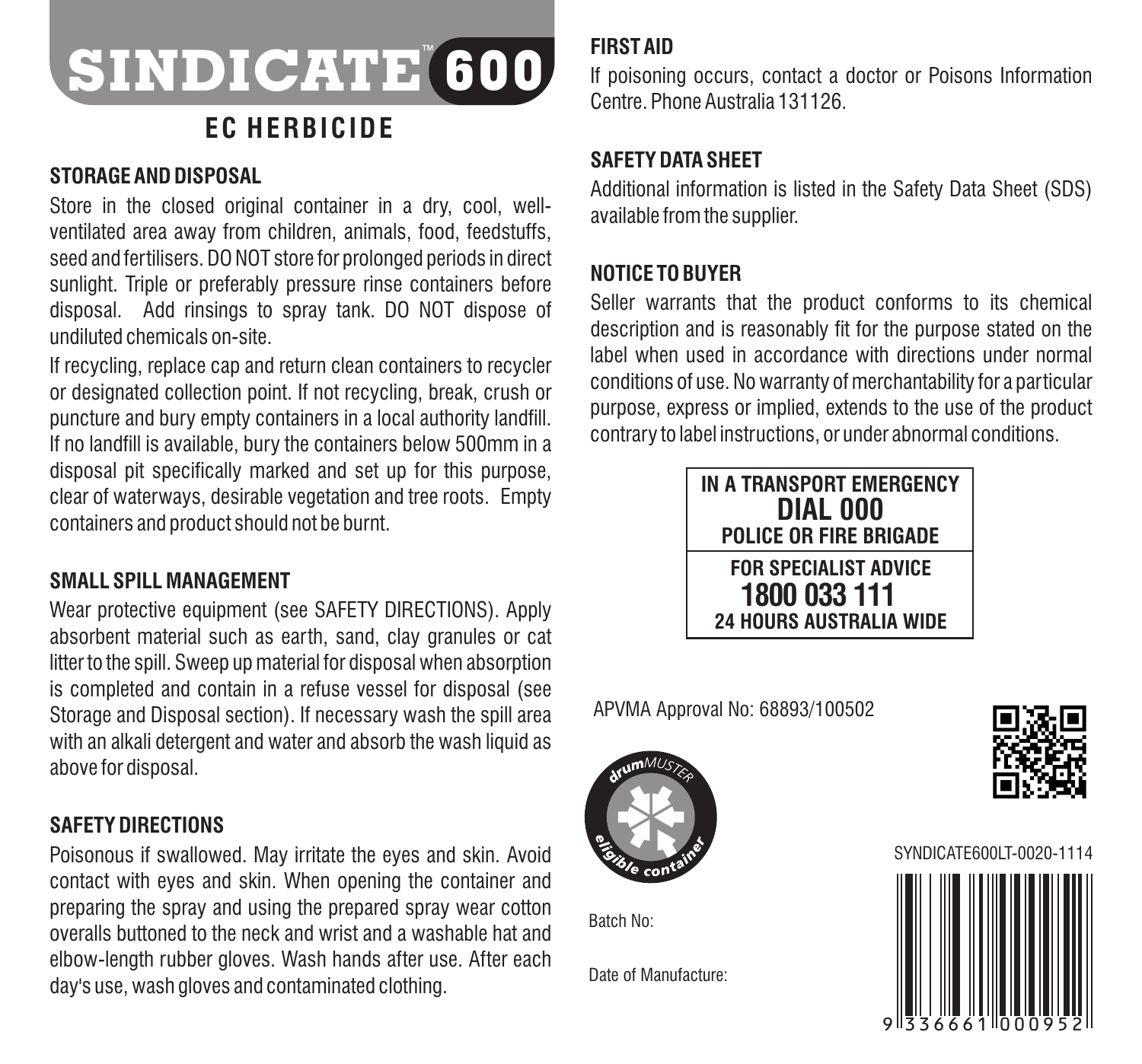# SINDICATE™ 600

## EC HERBICIDE

### STORAGE AND DISPOSAL

Store in the closed original container in a dry, cool, well-ventilated area away from children, animals, food, feedstuffs, seed and fertilisers. DO NOT store for prolonged periods in direct sunlight. Triple or preferably pressure rinse containers before disposal. Add rinsings to spray tank. DO NOT dispose of undiluted chemicals on-site.

If recycling, replace cap and return clean containers to recycler or designated collection point. If not recycling, break, crush or puncture and bury empty containers in a local authority landfill. If no landfill is available, bury the containers below 500mm in a disposal pit specifically marked and set up for this purpose, clear of waterways, desirable vegetation and tree roots. Empty containers and product should not be burnt.

### SMALL SPILL MANAGEMENT

Wear protective equipment (see SAFETY DIRECTIONS). Apply absorbent material such as earth, sand, clay granules or cat litter to the spill. Sweep up material for disposal when absorption is completed and contain in a refuse vessel for disposal (see Storage and Disposal section). If necessary wash the spill area with an alkali detergent and water and absorb the wash liquid as above for disposal.

### SAFETY DIRECTIONS

Poisonous if swallowed. May irritate the eyes and skin. Avoid contact with eyes and skin. When opening the container and preparing the spray and using the prepared spray wear cotton overalls buttoned to the neck and wrist and a washable hat and elbow-length rubber gloves. Wash hands after use. After each day's use, wash gloves and contaminated clothing.

### FIRST AID

If poisoning occurs, contact a doctor or Poisons Information Centre. Phone Australia 131126.

### SAFETY DATA SHEET

Additional information is listed in the Safety Data Sheet (SDS) available from the supplier.

### NOTICE TO BUYER

Seller warrants that the product conforms to its chemical description and is reasonably fit for the purpose stated on the label when used in accordance with directions under normal conditions of use. No warranty of merchantability for a particular purpose, express or implied, extends to the use of the product contrary to label instructions, or under abnormal conditions.

**IN A TRANSPORT EMERGENCY**
**DIAL 000**
**POLICE OR FIRE BRIGADE**

**FOR SPECIALIST ADVICE**
**1800 033 111**
**24 HOURS AUSTRALIA WIDE**

APVMA Approval No: 68893/100502

drumMUSTER eligible container

SYNDICATE600LT-0020-1114

Batch No:

Date of Manufacture:

9 336661 000952